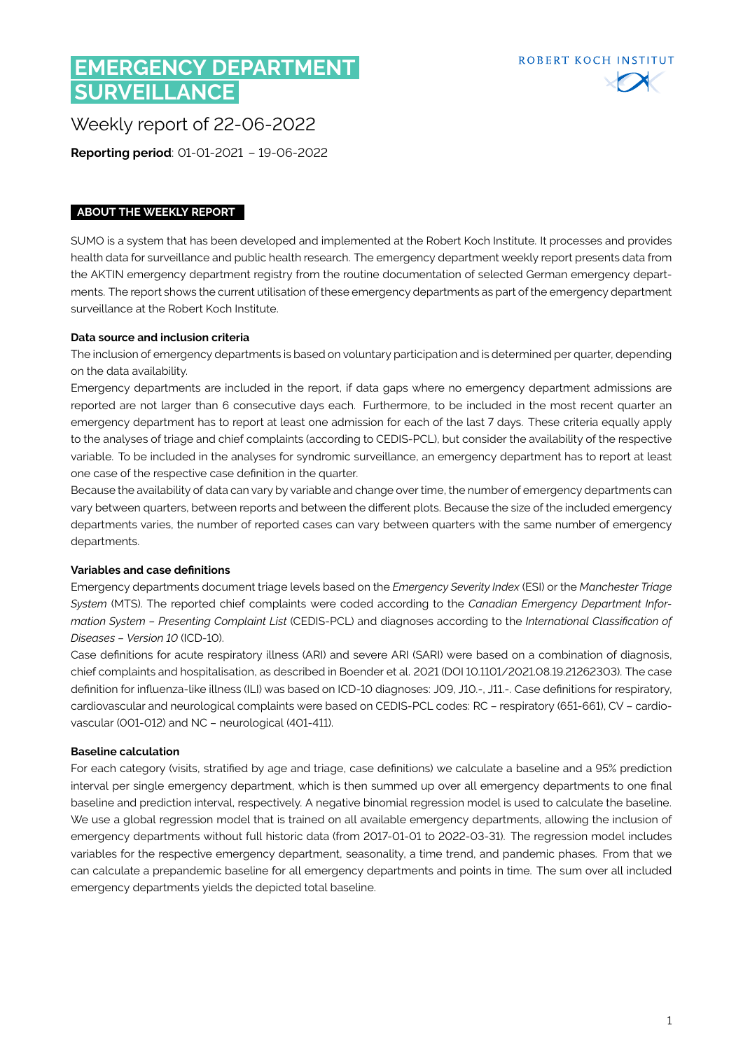# EMERGENCY DEPARTMENT SURVEILLANCE

ROBERT KOCH INSTITUT

Weekly report of 22-06-2022

**Reporting period**: 01-01-2021 – 19-06-2022

## ABOUT THE WEEKLY REPORT

SUMO is a system that has been developed and implemented at the Robert Koch Institute. It processes and provides health data for surveillance and public health research. The emergency department weekly report presents data from the AKTIN emergency department registry from the routine documentation of selected German emergency departments. The report shows the current utilisation of these emergency departments as part of the emergency department surveillance at the Robert Koch Institute.

**Data source and inclusion criteria**

The inclusion of emergency departments is based on voluntary participation and is determined per quarter, depending on the data availability.

Emergency departments are included in the report, if data gaps where no emergency department admissions are reported are not larger than 6 consecutive days each. Furthermore, to be included in the most recent quarter an emergency department has to report at least one admission for each of the last 7 days. These criteria equally apply to the analyses of triage and chief complaints (according to CEDIS-PCL), but consider the availability of the respective variable. To be included in the analyses for syndromic surveillance, an emergency department has to report at least one case of the respective case definition in the quarter.

Because the availability of data can vary by variable and change over time, the number of emergency departments can vary between quarters, between reports and between the different plots. Because the size of the included emergency departments varies, the number of reported cases can vary between quarters with the same number of emergency departments.

**Variables and case definitions**

Emergency departments document triage levels based on the *Emergency Severity Index* (ESI) or the *Manchester Triage System* (MTS). The reported chief complaints were coded according to the *Canadian Emergency Department Information System – Presenting Complaint List* (CEDIS-PCL) and diagnoses according to the *International Classification of Diseases – Version 10* (ICD-10).

Case definitions for acute respiratory illness (ARI) and severe ARI (SARI) were based on a combination of diagnosis, chief complaints and hospitalisation, as described in Boender et al. 2021 (DOI 10.1101/2021.08.19.21262303). The case definition for influenza-like illness (ILI) was based on ICD-10 diagnoses: J09, J10.-, J11.-. Case definitions for respiratory, cardiovascular and neurological complaints were based on CEDIS-PCL codes: RC – respiratory (651-661), CV – cardiovascular (001-012) and NC – neurological (401-411).

**Baseline calculation**

For each category (visits, stratified by age and triage, case definitions) we calculate a baseline and a 95% prediction interval per single emergency department, which is then summed up over all emergency departments to one final baseline and prediction interval, respectively. A negative binomial regression model is used to calculate the baseline. We use a global regression model that is trained on all available emergency departments, allowing the inclusion of emergency departments without full historic data (from 2017-01-01 to 2022-03-31). The regression model includes variables for the respective emergency department, seasonality, a time trend, and pandemic phases. From that we can calculate a prepandemic baseline for all emergency departments and points in time. The sum over all included emergency departments yields the depicted total baseline.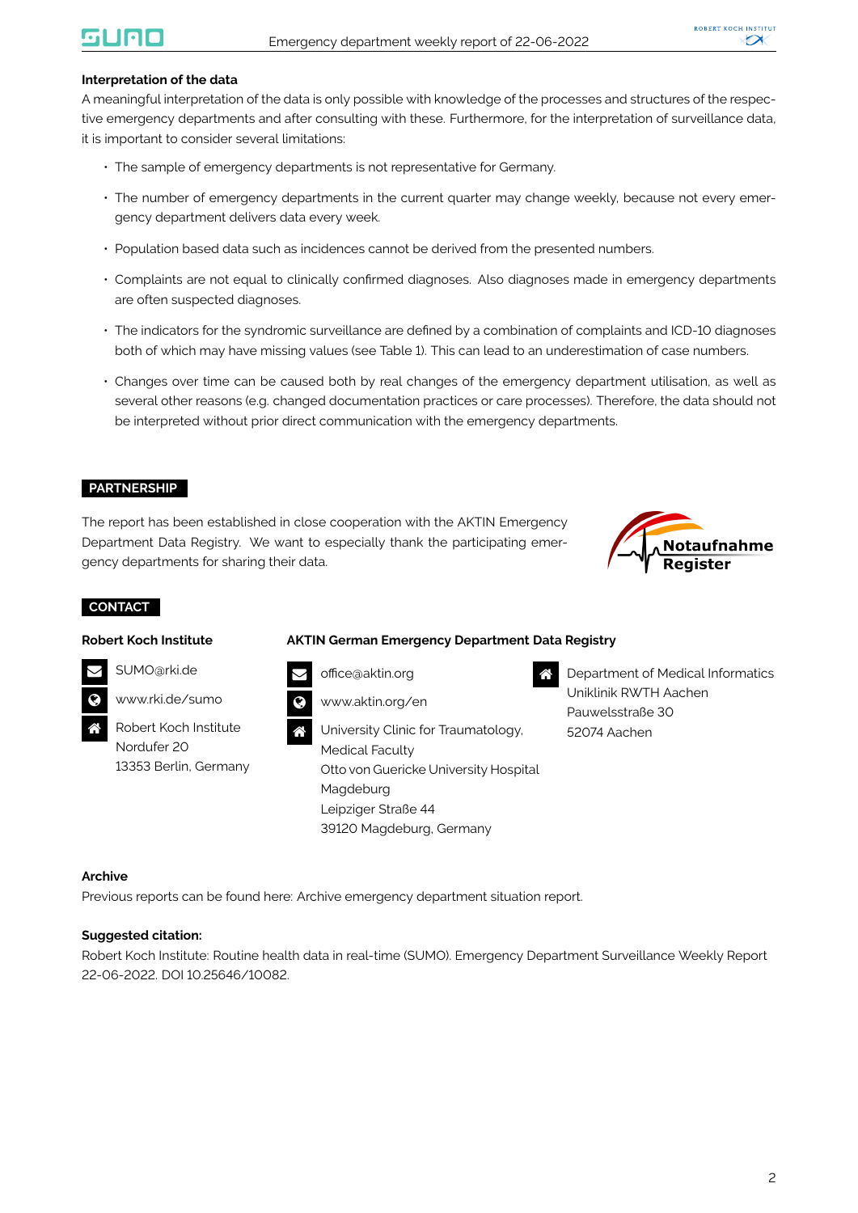### Interpretation of the data

A meaningful interpretation of the data is only possible with knowledge of the processes and structures of the respective emergency departments and after consulting with these. Furthermore, for the interpretation of surveillance data, it is important to consider several limitations:

- The sample of emergency departments is not representative for Germany.
- The number of emergency departments in the current quarter may change weekly, because not every emergency department delivers data every week.
- Population based data such as incidences cannot be derived from the presented numbers.
- Complaints are not equal to clinically confirmed diagnoses. Also diagnoses made in emergency departments are often suspected diagnoses.
- The indicators for the syndromic surveillance are defined by a combination of complaints and ICD-10 diagnoses both of which may have missing values (see Table 1). This can lead to an underestimation of case numbers.
- Changes over time can be caused both by real changes of the emergency department utilisation, as well as several other reasons (e.g. changed documentation practices or care processes). Therefore, the data should not be interpreted without prior direct communication with the emergency departments.

## PARTNERSHIP

The report has been established in close cooperation with the AKTIN Emergency Department Data Registry. We want to especially thank the participating emergency departments for sharing their data.

Notaufnahme Register

## CONTACT

**Robert Koch Institute**

SUMO@rki.de

www.rki.de/sumo

Robert Koch Institute
Nordufer 20
13353 Berlin, Germany

**AKTIN German Emergency Department Data Registry**

office@aktin.org

www.aktin.org/en

University Clinic for Traumatology, Medical Faculty
Otto von Guericke University Hospital Magdeburg
Leipziger Straße 44
39120 Magdeburg, Germany

Department of Medical Informatics
Uniklinik RWTH Aachen
Pauwelsstraße 30
52074 Aachen

### Archive

Previous reports can be found here: Archive emergency department situation report.

### Suggested citation:

Robert Koch Institute: Routine health data in real-time (SUMO). Emergency Department Surveillance Weekly Report 22-06-2022. DOI 10.25646/10082.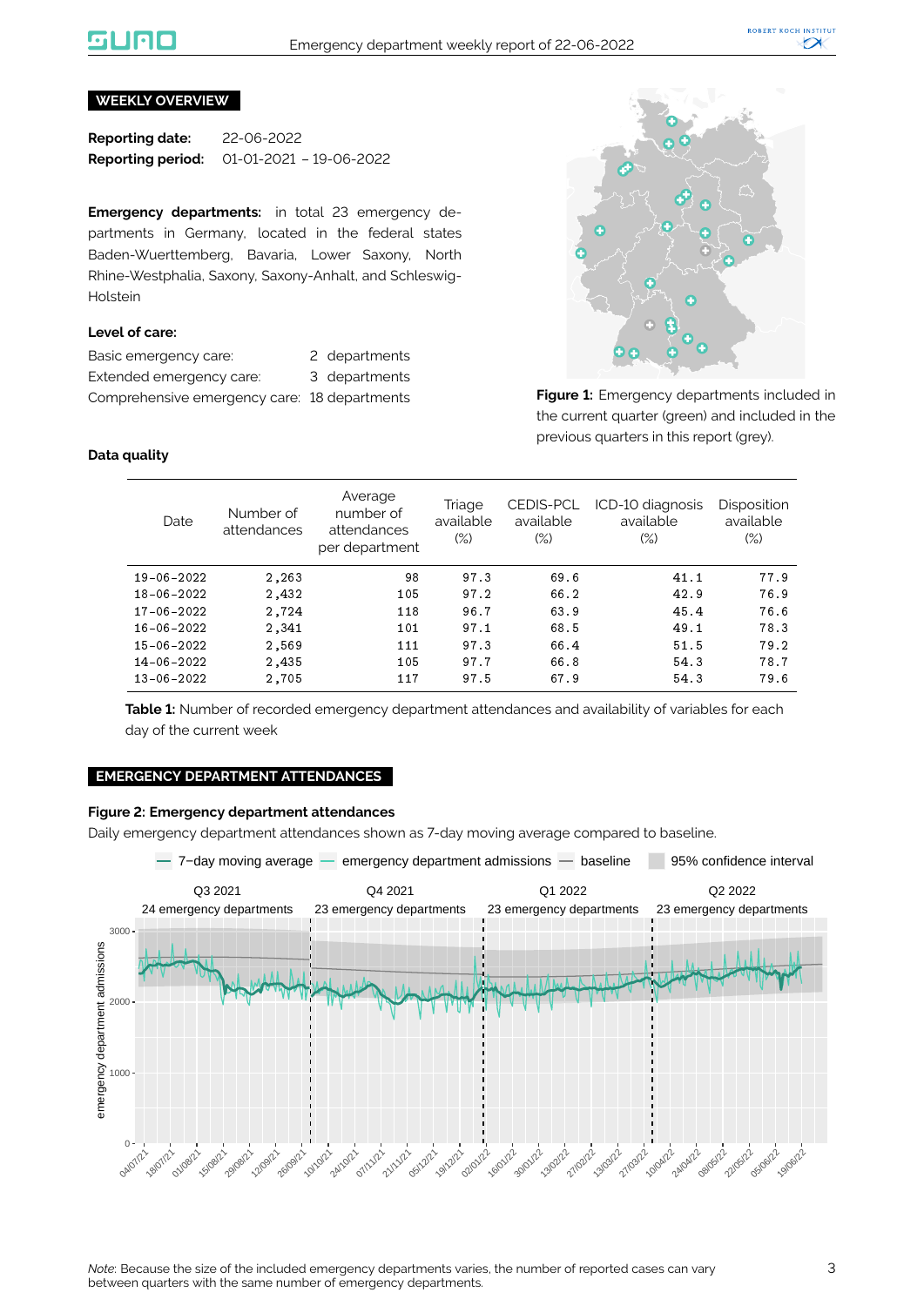## WEEKLY OVERVIEW

**Reporting date:** 22-06-2022
**Reporting period:** 01-01-2021 – 19-06-2022

**Emergency departments:** in total 23 emergency departments in Germany, located in the federal states Baden-Wuerttemberg, Bavaria, Lower Saxony, North Rhine-Westphalia, Saxony, Saxony-Anhalt, and Schleswig-Holstein

**Level of care:**

Basic emergency care: 2 departments
Extended emergency care: 3 departments
Comprehensive emergency care: 18 departments

**Figure 1:** Emergency departments included in the current quarter (green) and included in the previous quarters in this report (grey).

**Data quality**

| Date | Number of attendances | Average number of attendances per department | Triage available (%) | CEDIS-PCL available (%) | ICD-10 diagnosis available (%) | Disposition available (%) |
|---|---|---|---|---|---|---|
| 19-06-2022 | 2,263 | 98 | 97.3 | 69.6 | 41.1 | 77.9 |
| 18-06-2022 | 2,432 | 105 | 97.2 | 66.2 | 42.9 | 76.9 |
| 17-06-2022 | 2,724 | 118 | 96.7 | 63.9 | 45.4 | 76.6 |
| 16-06-2022 | 2,341 | 101 | 97.1 | 68.5 | 49.1 | 78.3 |
| 15-06-2022 | 2,569 | 111 | 97.3 | 66.4 | 51.5 | 79.2 |
| 14-06-2022 | 2,435 | 105 | 97.7 | 66.8 | 54.3 | 78.7 |
| 13-06-2022 | 2,705 | 117 | 97.5 | 67.9 | 54.3 | 79.6 |

**Table 1:** Number of recorded emergency department attendances and availability of variables for each day of the current week

## EMERGENCY DEPARTMENT ATTENDANCES

**Figure 2: Emergency department attendances**

Daily emergency department attendances shown as 7-day moving average compared to baseline.

*Note*: Because the size of the included emergency departments varies, the number of reported cases can vary between quarters with the same number of emergency departments.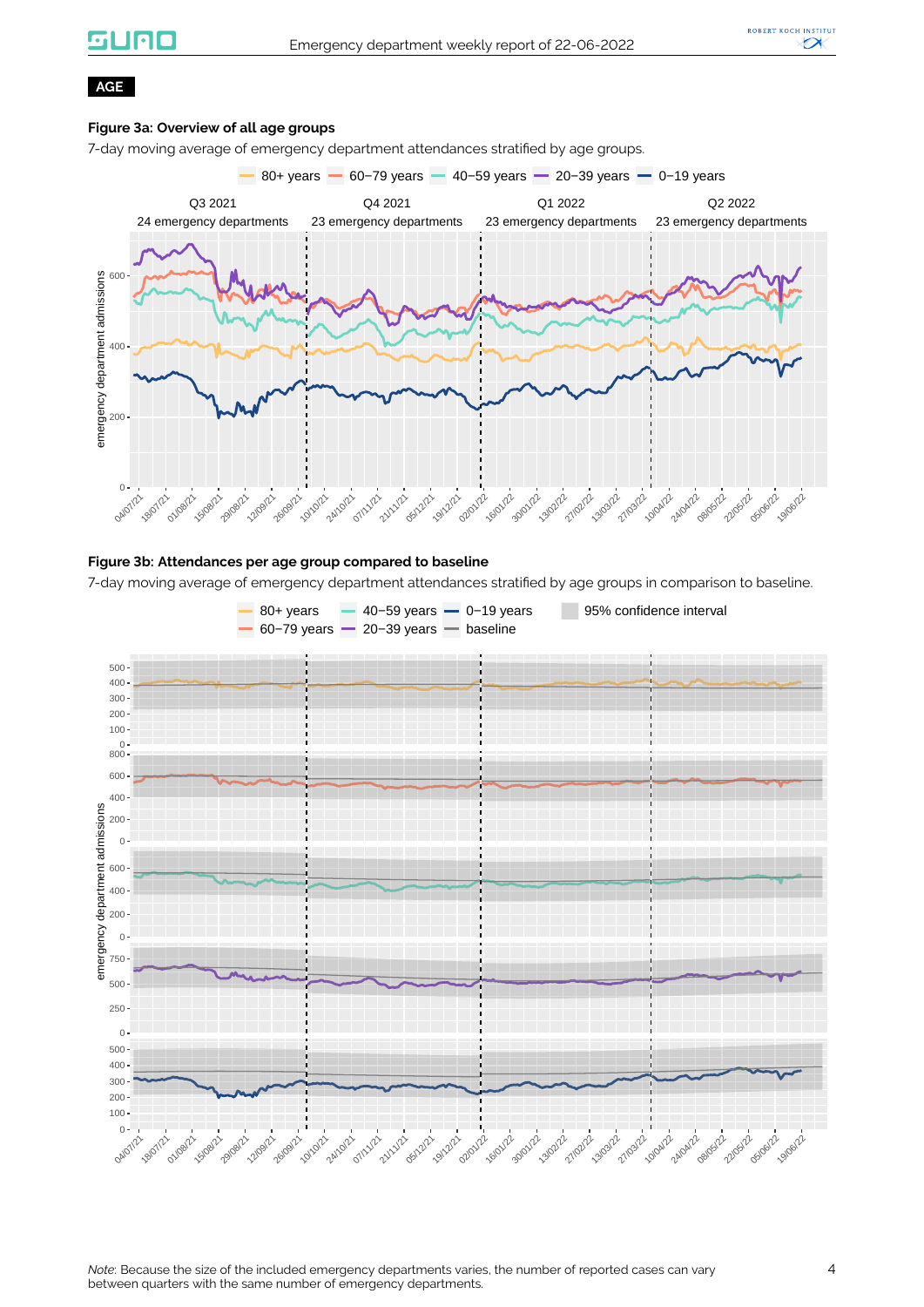AGE

### Figure 3a: Overview of all age groups

7-day moving average of emergency department attendances stratified by age groups.

### Figure 3b: Attendances per age group compared to baseline

7-day moving average of emergency department attendances stratified by age groups in comparison to baseline.

*Note*: Because the size of the included emergency departments varies, the number of reported cases can vary between quarters with the same number of emergency departments.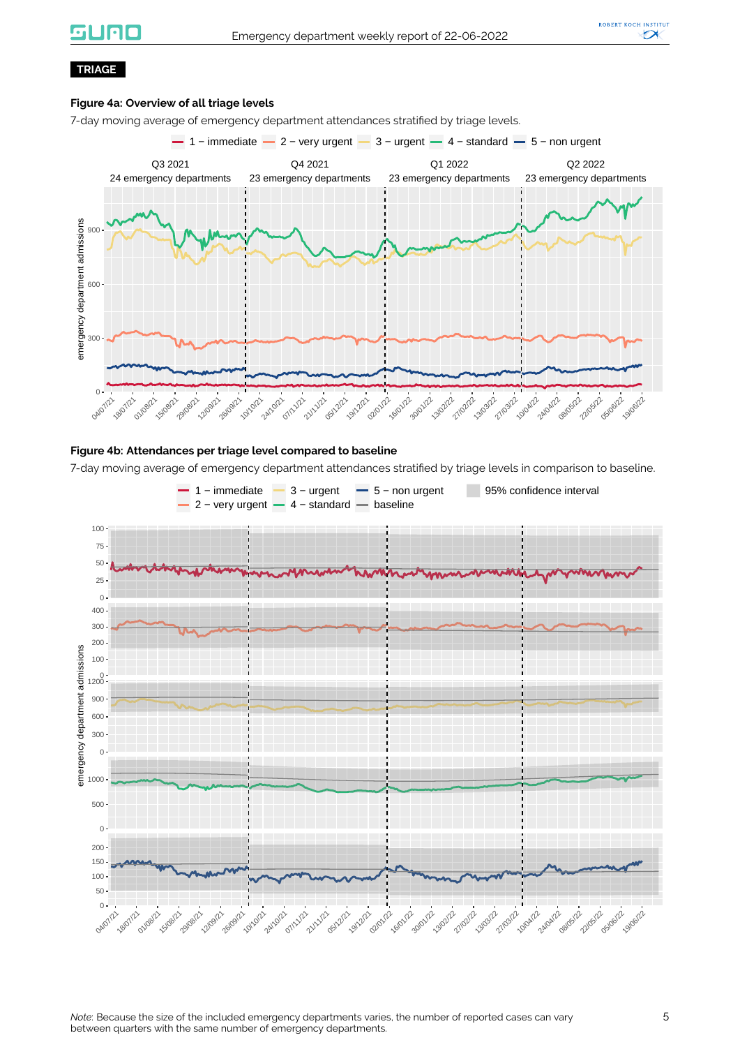**TRIAGE**

**Figure 4a: Overview of all triage levels**

7-day moving average of emergency department attendances stratified by triage levels.

**Figure 4b: Attendances per triage level compared to baseline**

7-day moving average of emergency department attendances stratified by triage levels in comparison to baseline.

*Note*: Because the size of the included emergency departments varies, the number of reported cases can vary between quarters with the same number of emergency departments.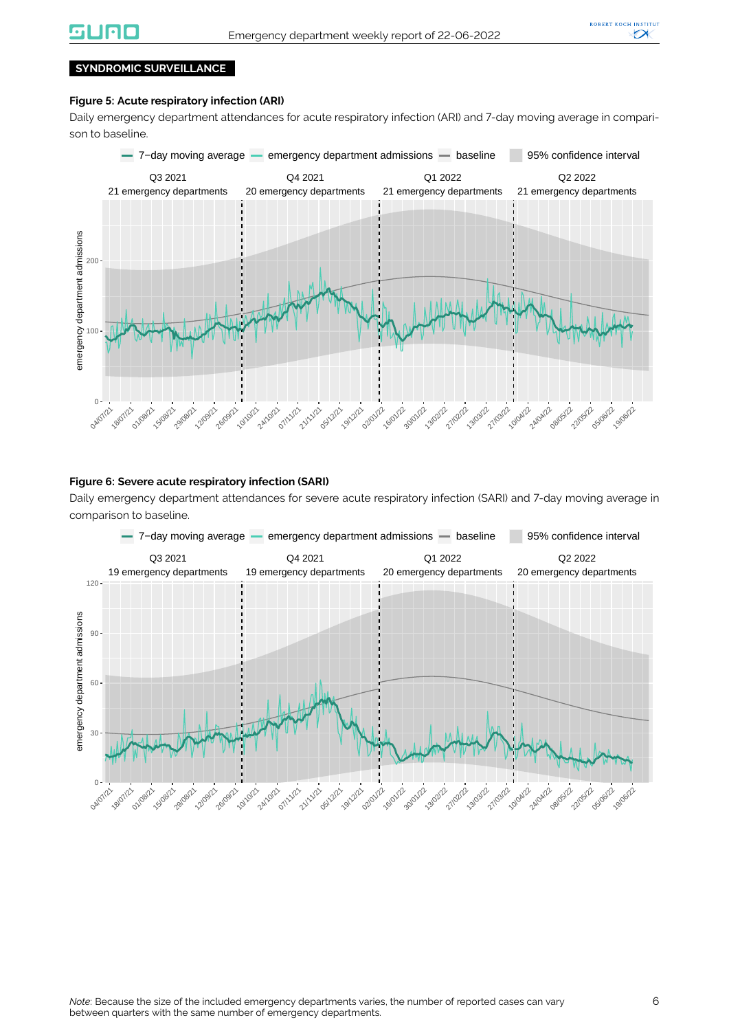**SYNDROMIC SURVEILLANCE**

**Figure 5: Acute respiratory infection (ARI)**

Daily emergency department attendances for acute respiratory infection (ARI) and 7-day moving average in comparison to baseline.

**Figure 6: Severe acute respiratory infection (SARI)**

Daily emergency department attendances for severe acute respiratory infection (SARI) and 7-day moving average in comparison to baseline.

*Note*: Because the size of the included emergency departments varies, the number of reported cases can vary between quarters with the same number of emergency departments.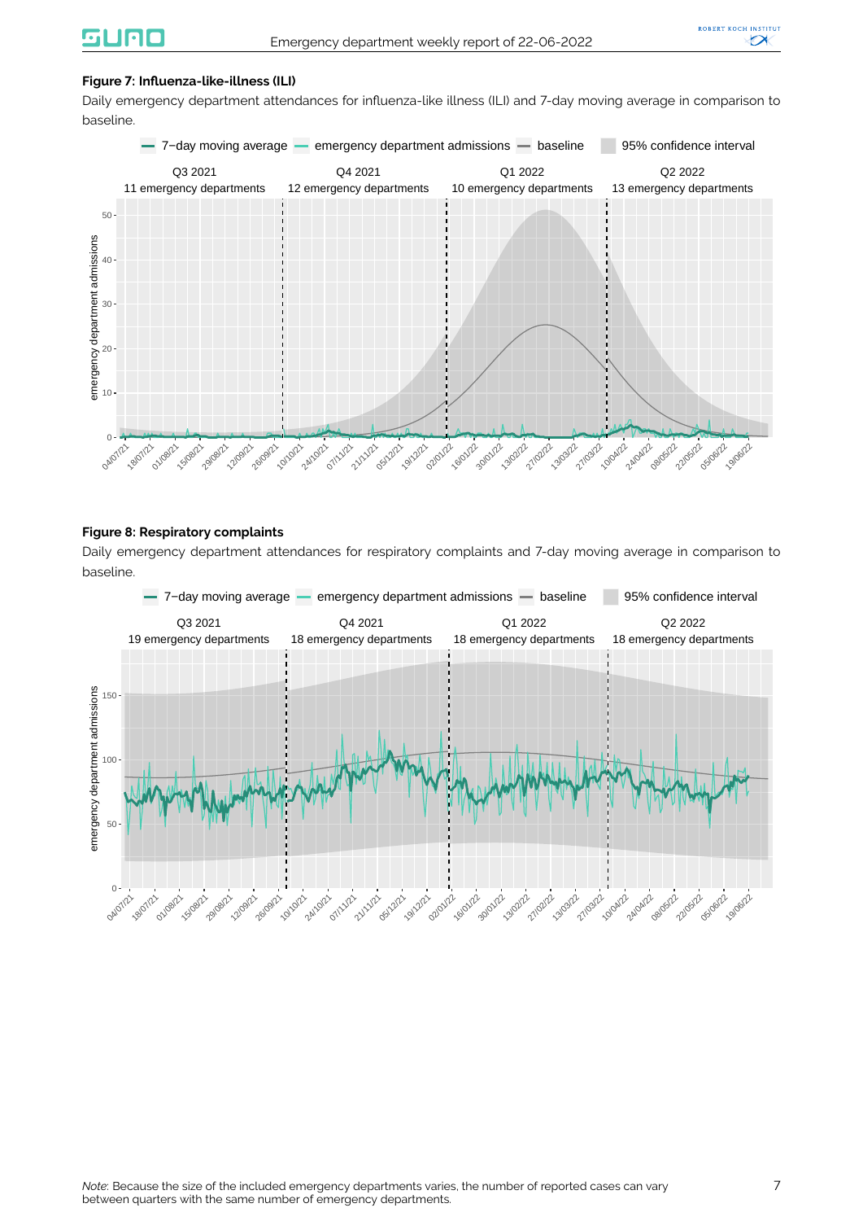**Figure 7: Influenza-like-illness (ILI)**

Daily emergency department attendances for influenza-like illness (ILI) and 7-day moving average in comparison to baseline.

**Figure 8: Respiratory complaints**

Daily emergency department attendances for respiratory complaints and 7-day moving average in comparison to baseline.

*Note*: Because the size of the included emergency departments varies, the number of reported cases can vary between quarters with the same number of emergency departments.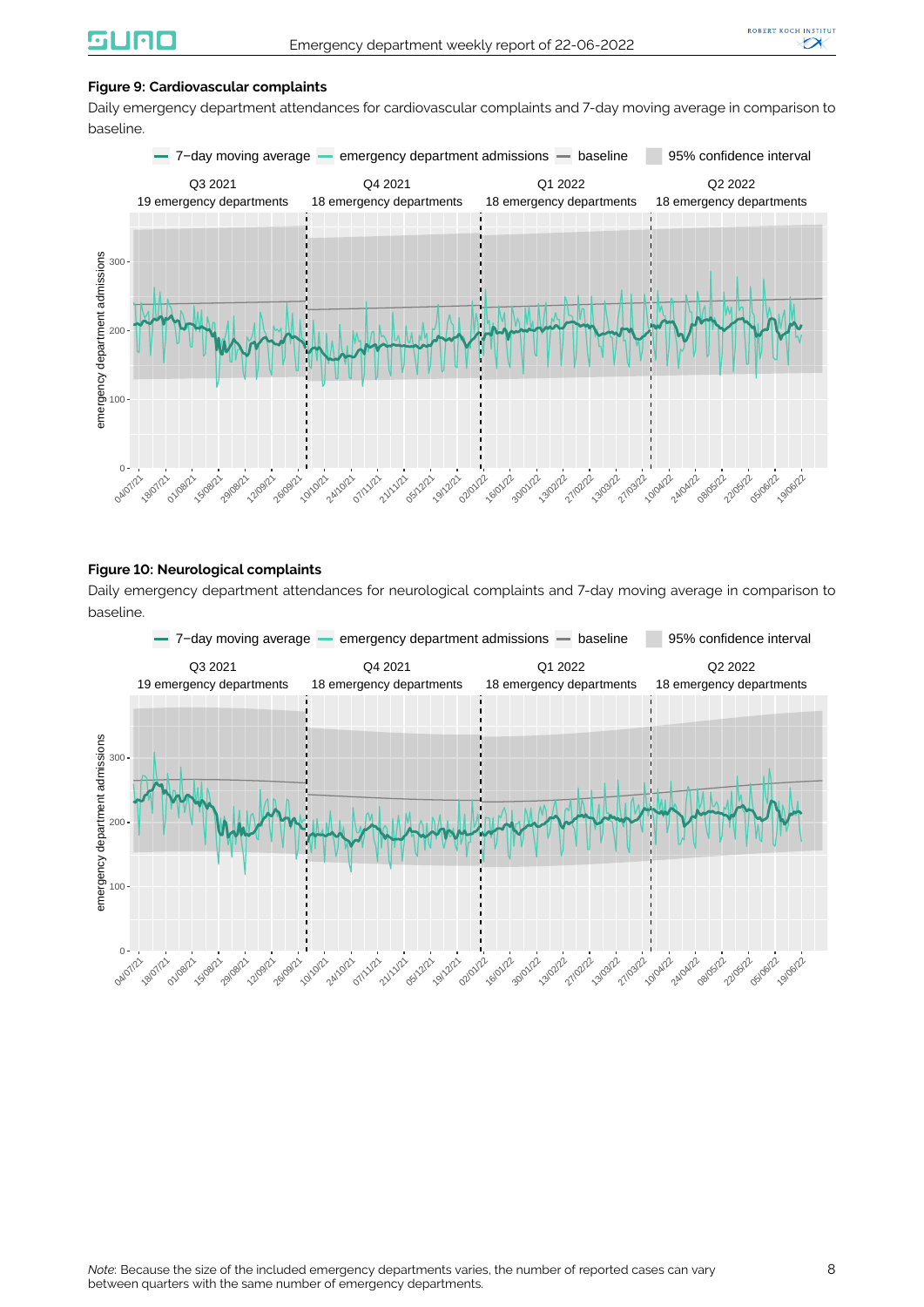**Figure 9: Cardiovascular complaints**

Daily emergency department attendances for cardiovascular complaints and 7-day moving average in comparison to baseline.

7−day moving average   emergency department admissions   baseline   95% confidence interval

Q3 2021
19 emergency departments

Q4 2021
18 emergency departments

Q1 2022
18 emergency departments

Q2 2022
18 emergency departments

emergency department admissions

0
100
200
300

04/07/21 18/07/21 01/08/21 15/08/21 29/08/21 12/09/21 26/09/21 10/10/21 24/10/21 07/11/21 21/11/21 05/12/21 19/12/21 02/01/22 16/01/22 30/01/22 13/02/22 27/02/22 13/03/22 27/03/22 10/04/22 24/04/22 08/05/22 22/05/22 05/06/22 19/06/22

**Figure 10: Neurological complaints**

Daily emergency department attendances for neurological complaints and 7-day moving average in comparison to baseline.

7−day moving average   emergency department admissions   baseline   95% confidence interval

Q3 2021
19 emergency departments

Q4 2021
18 emergency departments

Q1 2022
18 emergency departments

Q2 2022
18 emergency departments

emergency department admissions

0
100
200
300

04/07/21 18/07/21 01/08/21 15/08/21 29/08/21 12/09/21 26/09/21 10/10/21 24/10/21 07/11/21 21/11/21 05/12/21 19/12/21 02/01/22 16/01/22 30/01/22 13/02/22 27/02/22 13/03/22 27/03/22 10/04/22 24/04/22 08/05/22 22/05/22 05/06/22 19/06/22

*Note*: Because the size of the included emergency departments varies, the number of reported cases can vary between quarters with the same number of emergency departments.